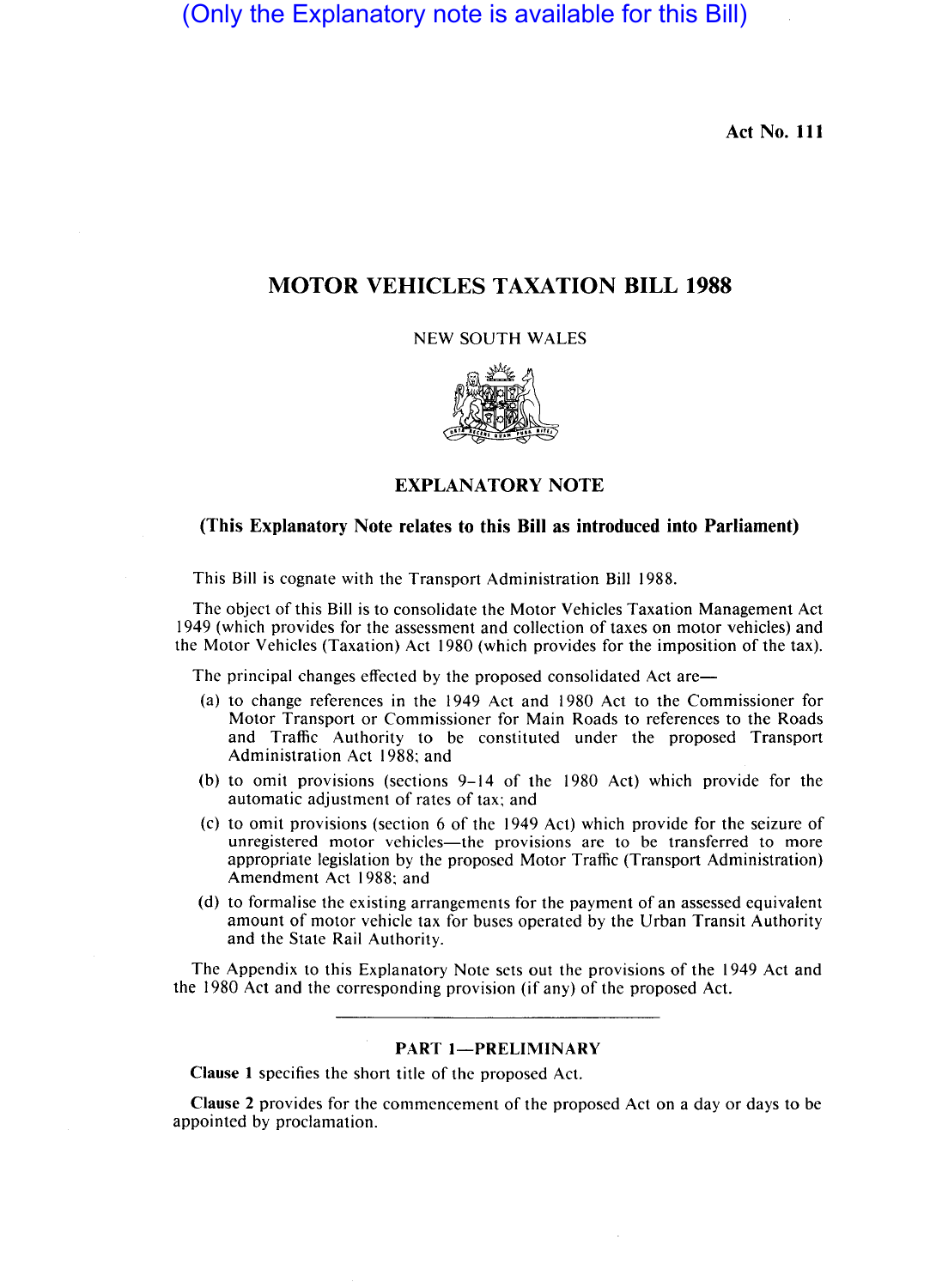(Only the Explanatory note is available for this Bill)

Act No. 111

# MOTOR VEHICLES TAXATION BILL 1988

NEW SOUTH WALES

## EXPLANATORY NOTE

**(This Explanatory Note relates to this Bill as introduced into Parliament)**

This Bill is cognate with the Transport Administration Bill 1988.

The object of this Bill is to consolidate the Motor Vehicles Taxation Management Act 1949 (which provides for the assessment and collection of taxes on motor vehicles) and the Motor Vehicles (Taxation) Act 1980 (which provides for the imposition of the tax).

The principal changes effected by the proposed consolidated Act are—

- (a) to change references in the 1949 Act and 1980 Act to the Commissioner for Motor Transport or Commissioner for Main Roads to references to the Roads and Traffic Authority to be constituted under the proposed Transport Administration Act 1988; and
- (b) to omit provisions (sections 9–14 of the 1980 Act) which provide for the automatic adjustment of rates of tax; and
- (c) to omit provisions (section 6 of the 1949 Act) which provide for the seizure of unregistered motor vehicles—the provisions are to be transferred to more appropriate legislation by the proposed Motor Traffic (Transport Administration) Amendment Act 1988; and
- (d) to formalise the existing arrangements for the payment of an assessed equivalent amount of motor vehicle tax for buses operated by the Urban Transit Authority and the State Rail Authority.

The Appendix to this Explanatory Note sets out the provisions of the 1949 Act and the 1980 Act and the corresponding provision (if any) of the proposed Act.

### PART 1—PRELIMINARY

**Clause 1** specifies the short title of the proposed Act.

**Clause 2** provides for the commencement of the proposed Act on a day or days to be appointed by proclamation.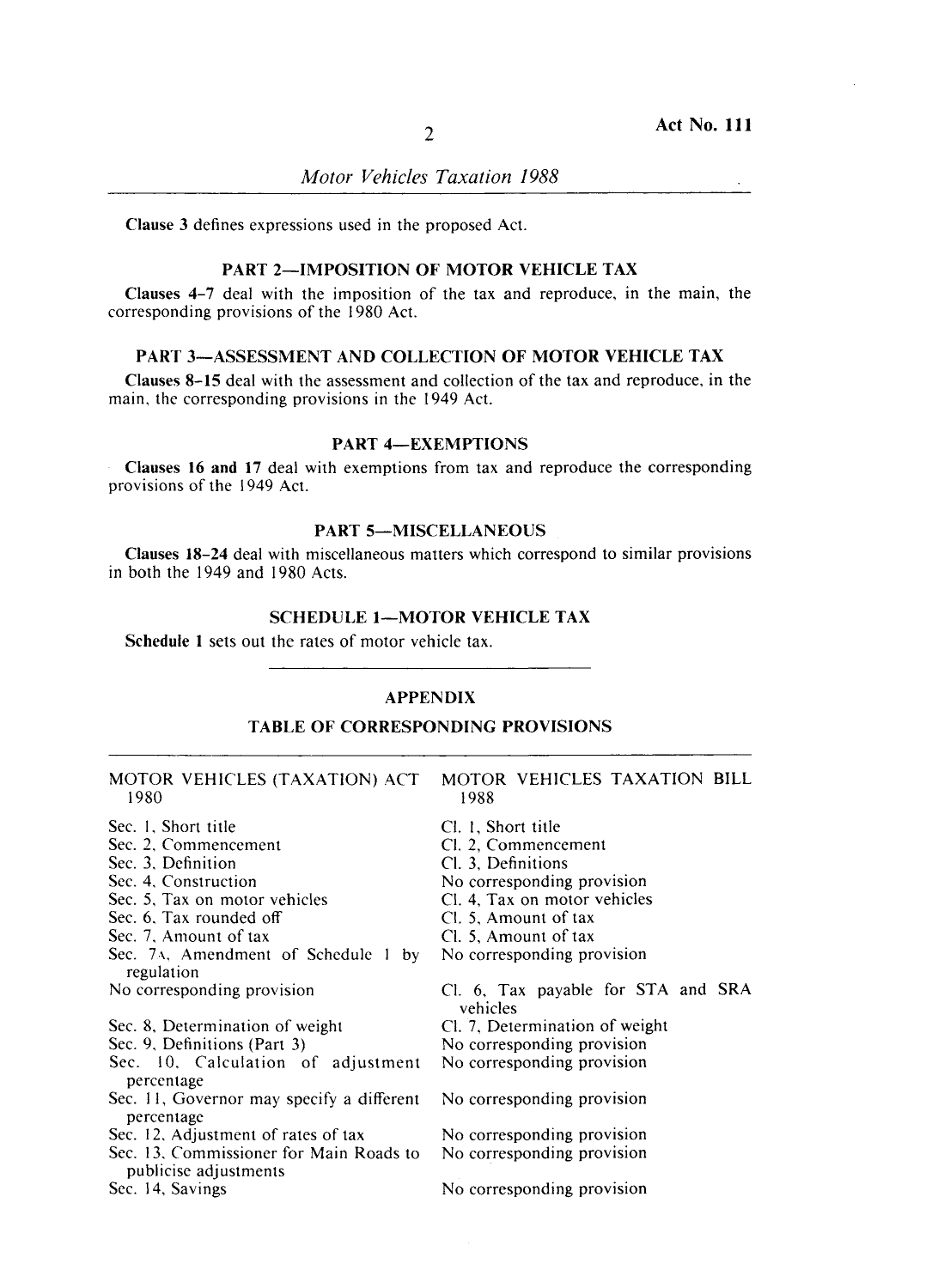**Clause 3** defines expressions used in the proposed Act.

## PART 2—IMPOSITION OF MOTOR VEHICLE TAX

**Clauses 4–7** deal with the imposition of the tax and reproduce, in the main, the corresponding provisions of the 1980 Act.

## PART 3—ASSESSMENT AND COLLECTION OF MOTOR VEHICLE TAX

**Clauses 8–15** deal with the assessment and collection of the tax and reproduce, in the main, the corresponding provisions in the 1949 Act.

## PART 4—EXEMPTIONS

**Clauses 16 and 17** deal with exemptions from tax and reproduce the corresponding provisions of the 1949 Act.

## PART 5—MISCELLANEOUS

**Clauses 18–24** deal with miscellaneous matters which correspond to similar provisions in both the 1949 and 1980 Acts.

## SCHEDULE 1—MOTOR VEHICLE TAX

**Schedule 1** sets out the rates of motor vehicle tax.

---

## APPENDIX

### TABLE OF CORRESPONDING PROVISIONS

| MOTOR VEHICLES (TAXATION) ACT 1980 | MOTOR VEHICLES TAXATION BILL 1988 |
|---|---|
| Sec. 1, Short title | Cl. 1, Short title |
| Sec. 2, Commencement | Cl. 2, Commencement |
| Sec. 3, Definition | Cl. 3, Definitions |
| Sec. 4, Construction | No corresponding provision |
| Sec. 5, Tax on motor vehicles | Cl. 4, Tax on motor vehicles |
| Sec. 6, Tax rounded off | Cl. 5, Amount of tax |
| Sec. 7, Amount of tax | Cl. 5, Amount of tax |
| Sec. 7A, Amendment of Schedule 1 by regulation | No corresponding provision |
| No corresponding provision | Cl. 6, Tax payable for STA and SRA vehicles |
| Sec. 8, Determination of weight | Cl. 7, Determination of weight |
| Sec. 9, Definitions (Part 3) | No corresponding provision |
| Sec. 10, Calculation of adjustment percentage | No corresponding provision |
| Sec. 11, Governor may specify a different percentage | No corresponding provision |
| Sec. 12, Adjustment of rates of tax | No corresponding provision |
| Sec. 13, Commissioner for Main Roads to publicise adjustments | No corresponding provision |
| Sec. 14, Savings | No corresponding provision |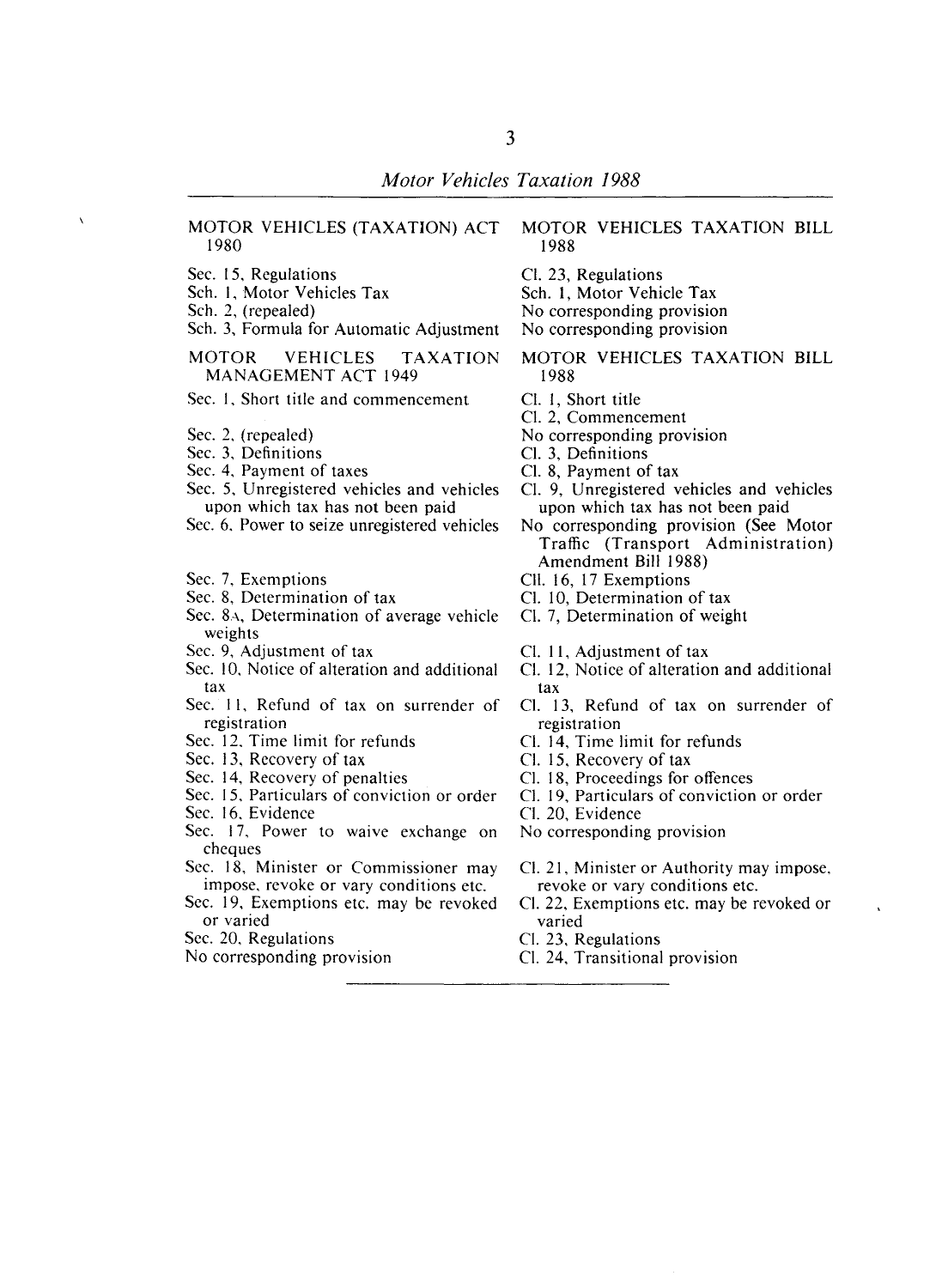| MOTOR VEHICLES (TAXATION) ACT 1980 | MOTOR VEHICLES TAXATION BILL 1988 |
| --- | --- |
| Sec. 15, Regulations | Cl. 23, Regulations |
| Sch. 1, Motor Vehicles Tax | Sch. 1, Motor Vehicle Tax |
| Sch. 2, (repealed) | No corresponding provision |
| Sch. 3, Formula for Automatic Adjustment | No corresponding provision |
| **MOTOR VEHICLES TAXATION MANAGEMENT ACT 1949** | **MOTOR VEHICLES TAXATION BILL 1988** |
| Sec. 1, Short title and commencement | Cl. 1, Short title<br>Cl. 2, Commencement |
| Sec. 2, (repealed) | No corresponding provision |
| Sec. 3, Definitions | Cl. 3, Definitions |
| Sec. 4, Payment of taxes | Cl. 8, Payment of tax |
| Sec. 5, Unregistered vehicles and vehicles upon which tax has not been paid | Cl. 9, Unregistered vehicles and vehicles upon which tax has not been paid |
| Sec. 6, Power to seize unregistered vehicles | No corresponding provision (See Motor Traffic (Transport Administration) Amendment Bill 1988) |
| Sec. 7, Exemptions | Cll. 16, 17 Exemptions |
| Sec. 8, Determination of tax | Cl. 10, Determination of tax |
| Sec. 8A, Determination of average vehicle weights | Cl. 7, Determination of weight |
| Sec. 9, Adjustment of tax | Cl. 11, Adjustment of tax |
| Sec. 10, Notice of alteration and additional tax | Cl. 12, Notice of alteration and additional tax |
| Sec. 11, Refund of tax on surrender of registration | Cl. 13, Refund of tax on surrender of registration |
| Sec. 12, Time limit for refunds | Cl. 14, Time limit for refunds |
| Sec. 13, Recovery of tax | Cl. 15, Recovery of tax |
| Sec. 14, Recovery of penalties | Cl. 18, Proceedings for offences |
| Sec. 15, Particulars of conviction or order | Cl. 19, Particulars of conviction or order |
| Sec. 16, Evidence | Cl. 20, Evidence |
| Sec. 17, Power to waive exchange on cheques | No corresponding provision |
| Sec. 18, Minister or Commissioner may impose, revoke or vary conditions etc. | Cl. 21, Minister or Authority may impose, revoke or vary conditions etc. |
| Sec. 19, Exemptions etc. may be revoked or varied | Cl. 22, Exemptions etc. may be revoked or varied |
| Sec. 20, Regulations | Cl. 23, Regulations |
| No corresponding provision | Cl. 24, Transitional provision |